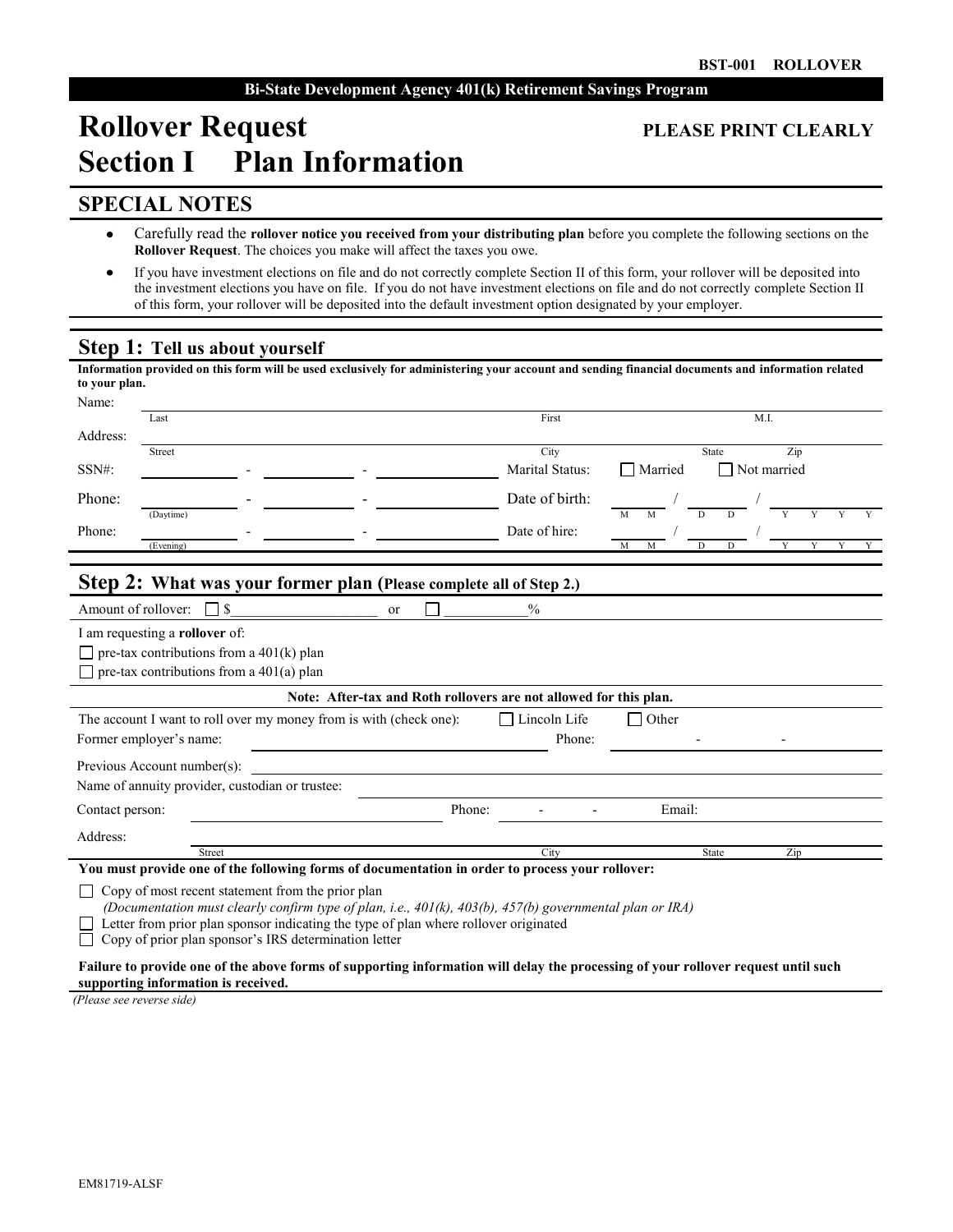BST-001 ROLLOVER

**Bi-State Development Agency 401(k) Retirement Savings Program**

# Rollover Request
# Section I Plan Information

**PLEASE PRINT CLEARLY**

## SPECIAL NOTES

- Carefully read the **rollover notice you received from your distributing plan** before you complete the following sections on the **Rollover Request**. The choices you make will affect the taxes you owe.
- If you have investment elections on file and do not correctly complete Section II of this form, your rollover will be deposited into the investment elections you have on file. If you do not have investment elections on file and do not correctly complete Section II of this form, your rollover will be deposited into the default investment option designated by your employer.

## Step 1: Tell us about yourself

**Information provided on this form will be used exclusively for administering your account and sending financial documents and information related to your plan.**

Name: ______________________ (Last) ______________________ (First) ______ (M.I.)

Address: ______________________ (Street) ______________ (City) ______ (State) ______ (Zip)

SSN#: ______ - ______ - ______ Marital Status: ☐ Married ☐ Not married

Phone: ______ - ______ - ______ (Daytime) Date of birth: ____ / ____ / ________ (M M / D D / Y Y Y Y)

Phone: ______ - ______ - ______ (Evening) Date of hire: ____ / ____ / ________ (M M / D D / Y Y Y Y)

## Step 2: What was your former plan (Please complete all of Step 2.)

Amount of rollover: ☐ $____________ or ☐ ________%

I am requesting a **rollover** of:

☐ pre-tax contributions from a 401(k) plan
☐ pre-tax contributions from a 401(a) plan

**Note: After-tax and Roth rollovers are not allowed for this plan.**

The account I want to roll over my money from is with (check one): ☐ Lincoln Life ☐ Other

Former employer's name: ______________________ Phone: ______ - ______ - ______

Previous Account number(s): ______________________

Name of annuity provider, custodian or trustee: ______________________

Contact person: ______________________ Phone: ______ - ______ - ______ Email: ______________________

Address: ______________________ (Street) ______________ (City) ______ (State) ______ (Zip)

**You must provide one of the following forms of documentation in order to process your rollover:**

☐ Copy of most recent statement from the prior plan
*(Documentation must clearly confirm type of plan, i.e., 401(k), 403(b), 457(b) governmental plan or IRA)*
☐ Letter from prior plan sponsor indicating the type of plan where rollover originated
☐ Copy of prior plan sponsor's IRS determination letter

**Failure to provide one of the above forms of supporting information will delay the processing of your rollover request until such supporting information is received.**

*(Please see reverse side)*

EM81719-ALSF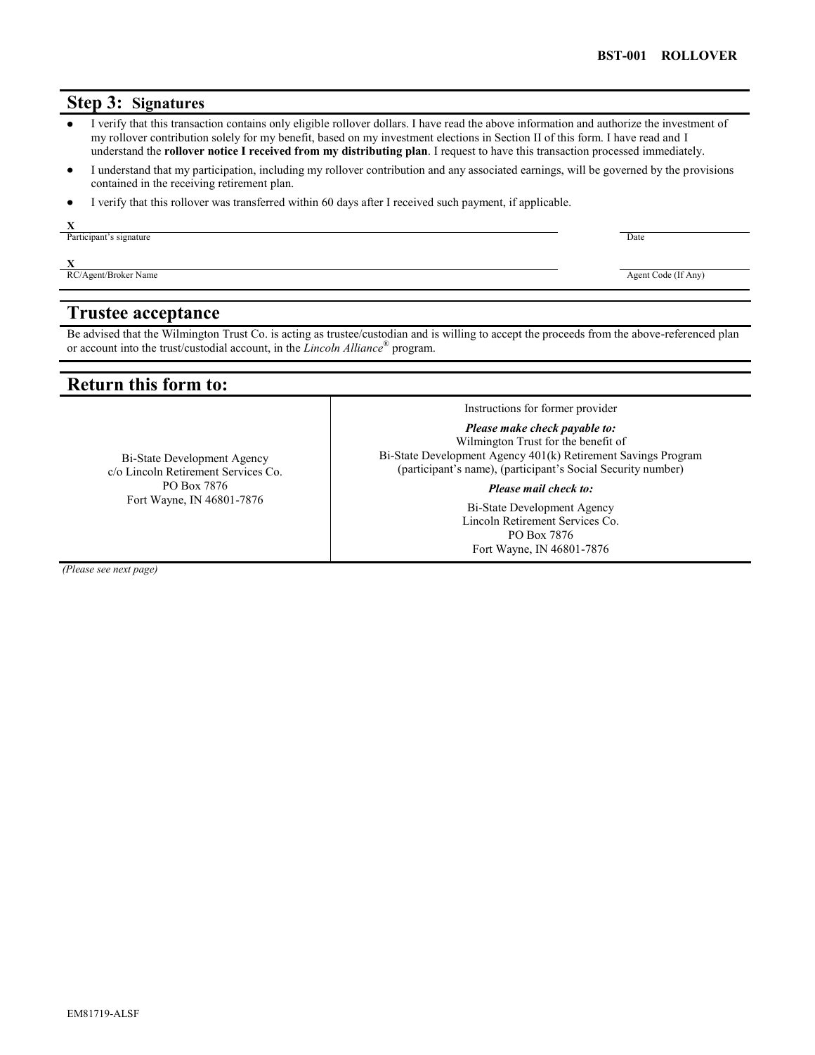## Step 3: Signatures

- I verify that this transaction contains only eligible rollover dollars. I have read the above information and authorize the investment of my rollover contribution solely for my benefit, based on my investment elections in Section II of this form. I have read and I understand the **rollover notice I received from my distributing plan**. I request to have this transaction processed immediately.
- I understand that my participation, including my rollover contribution and any associated earnings, will be governed by the provisions contained in the receiving retirement plan.
- I verify that this rollover was transferred within 60 days after I received such payment, if applicable.

X ______________________________ Participant's signature &nbsp;&nbsp;&nbsp;&nbsp; ______________ Date

X ______________________________ RC/Agent/Broker Name &nbsp;&nbsp;&nbsp;&nbsp; ______________ Agent Code (If Any)

## Trustee acceptance

Be advised that the Wilmington Trust Co. is acting as trustee/custodian and is willing to accept the proceeds from the above-referenced plan or account into the trust/custodial account, in the *Lincoln Alliance®* program.

## Return this form to:

| | |
|---|---|
| Bi-State Development Agency<br>c/o Lincoln Retirement Services Co.<br>PO Box 7876<br>Fort Wayne, IN 46801-7876 | Instructions for former provider<br>***Please make check payable to:***<br>Wilmington Trust for the benefit of<br>Bi-State Development Agency 401(k) Retirement Savings Program<br>(participant's name), (participant's Social Security number)<br>***Please mail check to:***<br>Bi-State Development Agency<br>Lincoln Retirement Services Co.<br>PO Box 7876<br>Fort Wayne, IN 46801-7876 |

*(Please see next page)*

EM81719-ALSF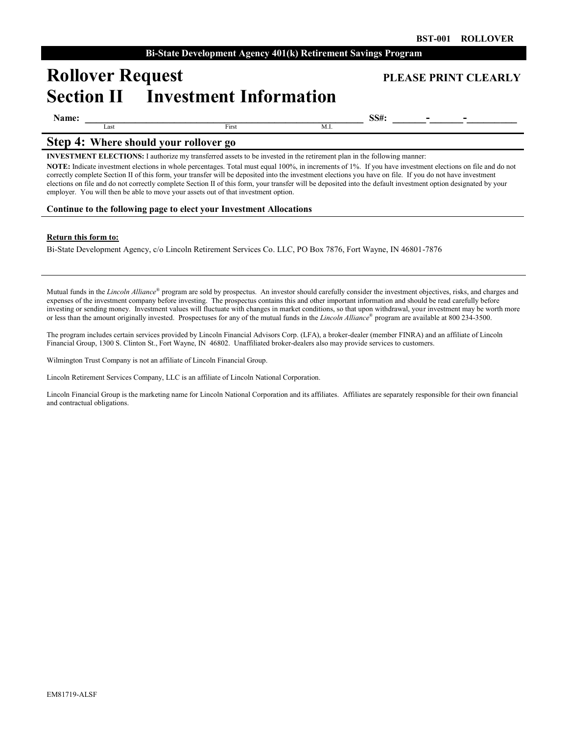BST-001 ROLLOVER

**Bi-State Development Agency 401(k) Retirement Savings Program**

# Rollover Request
# Section II Investment Information

**PLEASE PRINT CLEARLY**

**Name:** ____________________________________________ **SS#:** ______-______-_________
Last First M.I.

## Step 4: Where should your rollover go

**INVESTMENT ELECTIONS:** I authorize my transferred assets to be invested in the retirement plan in the following manner:

**NOTE:** Indicate investment elections in whole percentages. Total must equal 100%, in increments of 1%. If you have investment elections on file and do not correctly complete Section II of this form, your transfer will be deposited into the investment elections you have on file. If you do not have investment elections on file and do not correctly complete Section II of this form, your transfer will be deposited into the default investment option designated by your employer. You will then be able to move your assets out of that investment option.

**Continue to the following page to elect your Investment Allocations**

**Return this form to:**

Bi-State Development Agency, c/o Lincoln Retirement Services Co. LLC, PO Box 7876, Fort Wayne, IN 46801-7876

Mutual funds in the *Lincoln Alliance®* program are sold by prospectus. An investor should carefully consider the investment objectives, risks, and charges and expenses of the investment company before investing. The prospectus contains this and other important information and should be read carefully before investing or sending money. Investment values will fluctuate with changes in market conditions, so that upon withdrawal, your investment may be worth more or less than the amount originally invested. Prospectuses for any of the mutual funds in the *Lincoln Alliance®* program are available at 800 234-3500.

The program includes certain services provided by Lincoln Financial Advisors Corp. (LFA), a broker-dealer (member FINRA) and an affiliate of Lincoln Financial Group, 1300 S. Clinton St., Fort Wayne, IN 46802. Unaffiliated broker-dealers also may provide services to customers.

Wilmington Trust Company is not an affiliate of Lincoln Financial Group.

Lincoln Retirement Services Company, LLC is an affiliate of Lincoln National Corporation.

Lincoln Financial Group is the marketing name for Lincoln National Corporation and its affiliates. Affiliates are separately responsible for their own financial and contractual obligations.

EM81719-ALSF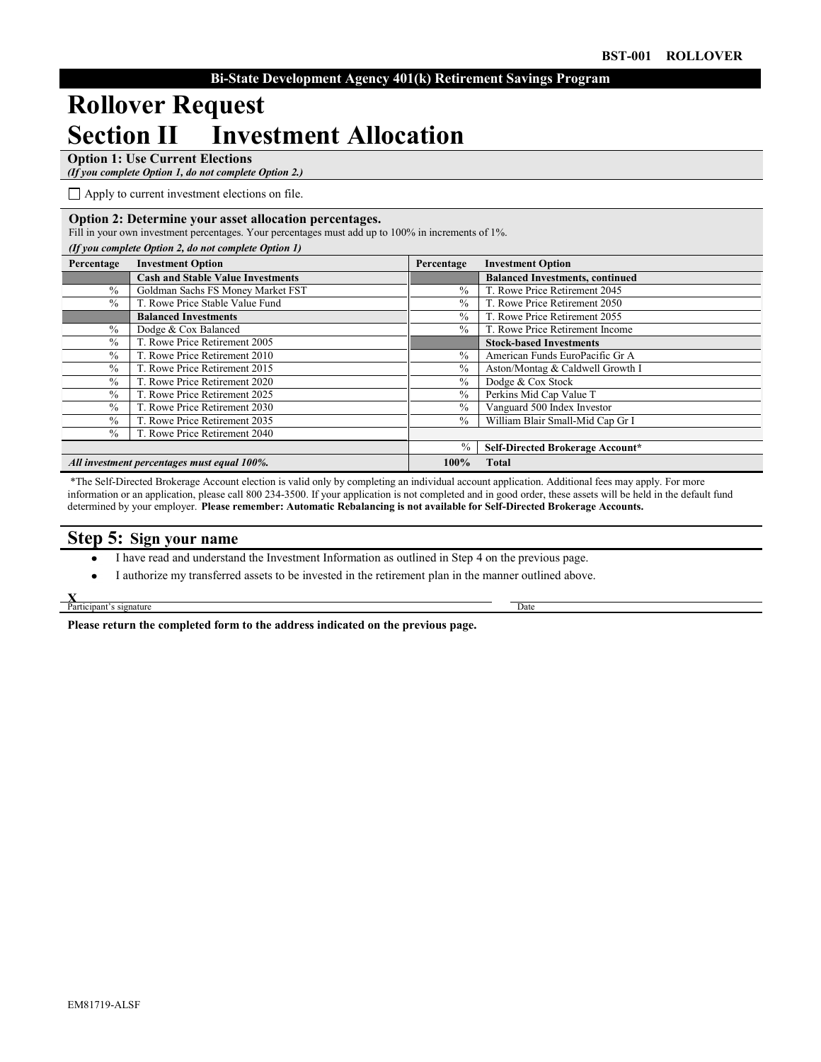BST-001 ROLLOVER

**Bi-State Development Agency 401(k) Retirement Savings Program**

# Rollover Request

# Section II Investment Allocation

**Option 1: Use Current Elections**

***(If you complete Option 1, do not complete Option 2.)***

☐ Apply to current investment elections on file.

**Option 2: Determine your asset allocation percentages.**

Fill in your own investment percentages. Your percentages must add up to 100% in increments of 1%.

***(If you complete Option 2, do not complete Option 1)***

| Percentage | Investment Option | Percentage | Investment Option |
|---|---|---|---|
| | **Cash and Stable Value Investments** | | **Balanced Investments, continued** |
| % | Goldman Sachs FS Money Market FST | % | T. Rowe Price Retirement 2045 |
| % | T. Rowe Price Stable Value Fund | % | T. Rowe Price Retirement 2050 |
| | **Balanced Investments** | % | T. Rowe Price Retirement 2055 |
| % | Dodge & Cox Balanced | % | T. Rowe Price Retirement Income |
| % | T. Rowe Price Retirement 2005 | | **Stock-based Investments** |
| % | T. Rowe Price Retirement 2010 | % | American Funds EuroPacific Gr A |
| % | T. Rowe Price Retirement 2015 | % | Aston/Montag & Caldwell Growth I |
| % | T. Rowe Price Retirement 2020 | % | Dodge & Cox Stock |
| % | T. Rowe Price Retirement 2025 | % | Perkins Mid Cap Value T |
| % | T. Rowe Price Retirement 2030 | % | Vanguard 500 Index Investor |
| % | T. Rowe Price Retirement 2035 | % | William Blair Small-Mid Cap Gr I |
| % | T. Rowe Price Retirement 2040 | | |
| | | % | **Self-Directed Brokerage Account*** |
| *All investment percentages must equal 100%.* | | **100%** | **Total** |

*The Self-Directed Brokerage Account election is valid only by completing an individual account application. Additional fees may apply. For more information or an application, please call 800 234-3500. If your application is not completed and in good order, these assets will be held in the default fund determined by your employer. **Please remember: Automatic Rebalancing is not available for Self-Directed Brokerage Accounts.**

## Step 5: Sign your name

- I have read and understand the Investment Information as outlined in Step 4 on the previous page.
- I authorize my transferred assets to be invested in the retirement plan in the manner outlined above.

X ______________________________ Participant's signature ______________ Date

**Please return the completed form to the address indicated on the previous page.**

EM81719-ALSF